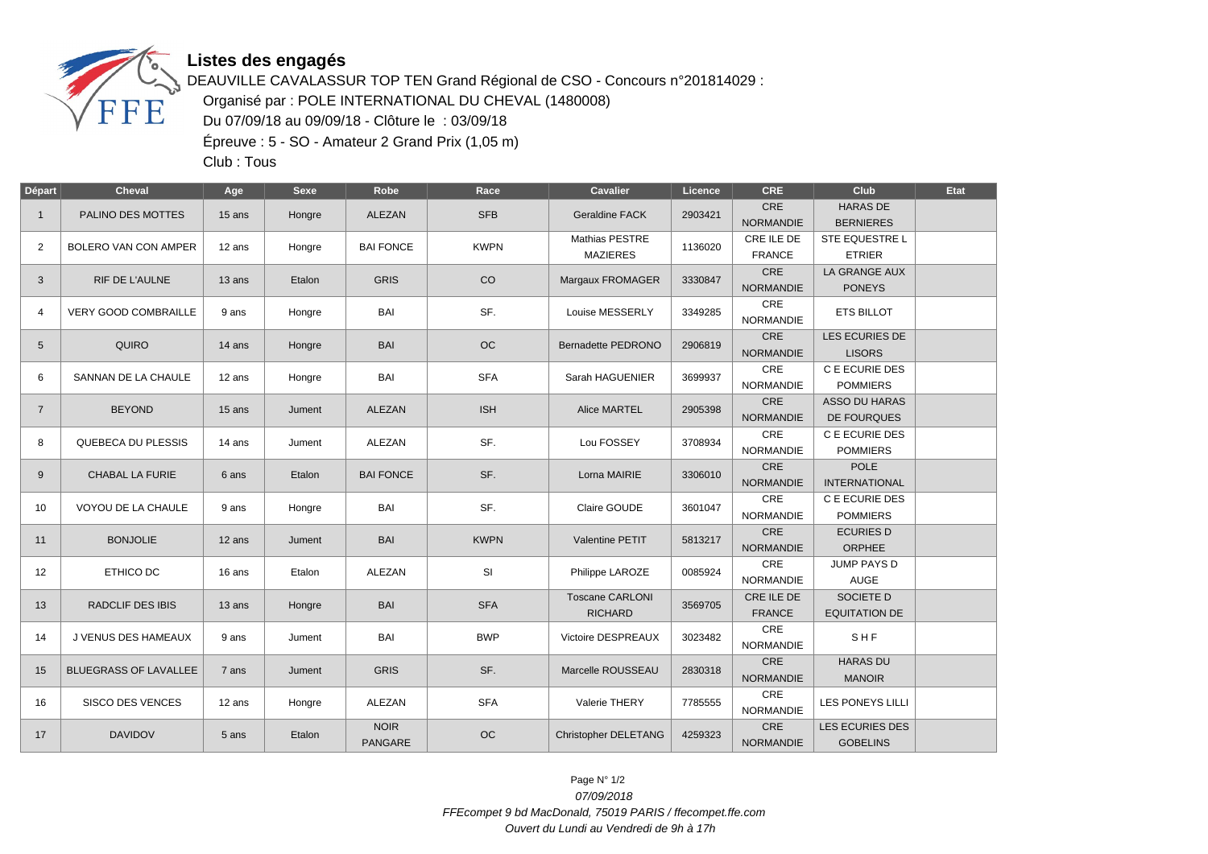## Listes des engagés

DEAUVILLE CAVALASSUR TOP TEN Grand Régional de CSO - Concours n°201814029 :

Organisé par : POLE INTERNATIONAL DU CHEVAL (1480008)

Du 07/09/18 au 09/09/18 - Clôture le : 03/09/18

Épreuve : 5 - SO - Amateur 2 Grand Prix (1,05 m)

Club : Tous

| Départ | Cheval | Age | Sexe | Robe | Race | Cavalier | Licence | CRE | Club | Etat |
|---|---|---|---|---|---|---|---|---|---|---|
| 1 | PALINO DES MOTTES | 15 ans | Hongre | ALEZAN | SFB | Geraldine FACK | 2903421 | CRE NORMANDIE | HARAS DE BERNIERES | |
| 2 | BOLERO VAN CON AMPER | 12 ans | Hongre | BAI FONCE | KWPN | Mathias PESTRE MAZIERES | 1136020 | CRE ILE DE FRANCE | STE EQUESTRE L ETRIER | |
| 3 | RIF DE L'AULNE | 13 ans | Etalon | GRIS | CO | Margaux FROMAGER | 3330847 | CRE NORMANDIE | LA GRANGE AUX PONEYS | |
| 4 | VERY GOOD COMBRAILLE | 9 ans | Hongre | BAI | SF. | Louise MESSERLY | 3349285 | CRE NORMANDIE | ETS BILLOT | |
| 5 | QUIRO | 14 ans | Hongre | BAI | OC | Bernadette PEDRONO | 2906819 | CRE NORMANDIE | LES ECURIES DE LISORS | |
| 6 | SANNAN DE LA CHAULE | 12 ans | Hongre | BAI | SFA | Sarah HAGUENIER | 3699937 | CRE NORMANDIE | C E ECURIE DES POMMIERS | |
| 7 | BEYOND | 15 ans | Jument | ALEZAN | ISH | Alice MARTEL | 2905398 | CRE NORMANDIE | ASSO DU HARAS DE FOURQUES | |
| 8 | QUEBECA DU PLESSIS | 14 ans | Jument | ALEZAN | SF. | Lou FOSSEY | 3708934 | CRE NORMANDIE | C E ECURIE DES POMMIERS | |
| 9 | CHABAL LA FURIE | 6 ans | Etalon | BAI FONCE | SF. | Lorna MAIRIE | 3306010 | CRE NORMANDIE | POLE INTERNATIONAL | |
| 10 | VOYOU DE LA CHAULE | 9 ans | Hongre | BAI | SF. | Claire GOUDE | 3601047 | CRE NORMANDIE | C E ECURIE DES POMMIERS | |
| 11 | BONJOLIE | 12 ans | Jument | BAI | KWPN | Valentine PETIT | 5813217 | CRE NORMANDIE | ECURIES D ORPHEE | |
| 12 | ETHICO DC | 16 ans | Etalon | ALEZAN | SI | Philippe LAROZE | 0085924 | CRE NORMANDIE | JUMP PAYS D AUGE | |
| 13 | RADCLIF DES IBIS | 13 ans | Hongre | BAI | SFA | Toscane CARLONI RICHARD | 3569705 | CRE ILE DE FRANCE | SOCIETE D EQUITATION DE | |
| 14 | J VENUS DES HAMEAUX | 9 ans | Jument | BAI | BWP | Victoire DESPREAUX | 3023482 | CRE NORMANDIE | S H F | |
| 15 | BLUEGRASS OF LAVALLEE | 7 ans | Jument | GRIS | SF. | Marcelle ROUSSEAU | 2830318 | CRE NORMANDIE | HARAS DU MANOIR | |
| 16 | SISCO DES VENCES | 12 ans | Hongre | ALEZAN | SFA | Valerie THERY | 7785555 | CRE NORMANDIE | LES PONEYS LILLI | |
| 17 | DAVIDOV | 5 ans | Etalon | NOIR PANGARE | OC | Christopher DELETANG | 4259323 | CRE NORMANDIE | LES ECURIES DES GOBELINS | |

*07/09/2018*

*FFEcompet 9 bd MacDonald, 75019 PARIS / ffecompet.ffe.com*

*Ouvert du Lundi au Vendredi de 9h à 17h*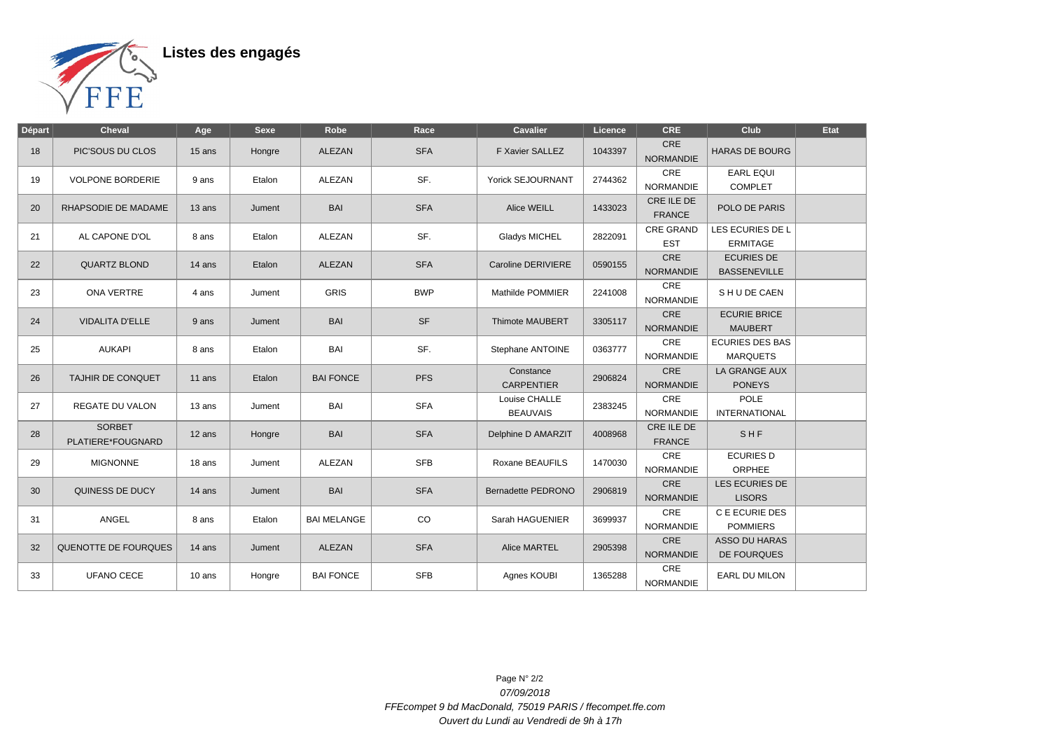# Listes des engagés

| Départ | Cheval | Age | Sexe | Robe | Race | Cavalier | Licence | CRE | Club | Etat |
|---|---|---|---|---|---|---|---|---|---|---|
| 18 | PIC'SOUS DU CLOS | 15 ans | Hongre | ALEZAN | SFA | F Xavier SALLEZ | 1043397 | CRE NORMANDIE | HARAS DE BOURG | |
| 19 | VOLPONE BORDERIE | 9 ans | Etalon | ALEZAN | SF. | Yorick SEJOURNANT | 2744362 | CRE NORMANDIE | EARL EQUI COMPLET | |
| 20 | RHAPSODIE DE MADAME | 13 ans | Jument | BAI | SFA | Alice WEILL | 1433023 | CRE ILE DE FRANCE | POLO DE PARIS | |
| 21 | AL CAPONE D'OL | 8 ans | Etalon | ALEZAN | SF. | Gladys MICHEL | 2822091 | CRE GRAND EST | LES ECURIES DE L ERMITAGE | |
| 22 | QUARTZ BLOND | 14 ans | Etalon | ALEZAN | SFA | Caroline DERIVIERE | 0590155 | CRE NORMANDIE | ECURIES DE BASSENEVILLE | |
| 23 | ONA VERTRE | 4 ans | Jument | GRIS | BWP | Mathilde POMMIER | 2241008 | CRE NORMANDIE | S H U DE CAEN | |
| 24 | VIDALITA D'ELLE | 9 ans | Jument | BAI | SF | Thimote MAUBERT | 3305117 | CRE NORMANDIE | ECURIE BRICE MAUBERT | |
| 25 | AUKAPI | 8 ans | Etalon | BAI | SF. | Stephane ANTOINE | 0363777 | CRE NORMANDIE | ECURIES DES BAS MARQUETS | |
| 26 | TAJHIR DE CONQUET | 11 ans | Etalon | BAI FONCE | PFS | Constance CARPENTIER | 2906824 | CRE NORMANDIE | LA GRANGE AUX PONEYS | |
| 27 | REGATE DU VALON | 13 ans | Jument | BAI | SFA | Louise CHALLE BEAUVAIS | 2383245 | CRE NORMANDIE | POLE INTERNATIONAL | |
| 28 | SORBET PLATIERE*FOUGNARD | 12 ans | Hongre | BAI | SFA | Delphine D AMARZIT | 4008968 | CRE ILE DE FRANCE | S H F | |
| 29 | MIGNONNE | 18 ans | Jument | ALEZAN | SFB | Roxane BEAUFILS | 1470030 | CRE NORMANDIE | ECURIES D ORPHEE | |
| 30 | QUINESS DE DUCY | 14 ans | Jument | BAI | SFA | Bernadette PEDRONO | 2906819 | CRE NORMANDIE | LES ECURIES DE LISORS | |
| 31 | ANGEL | 8 ans | Etalon | BAI MELANGE | CO | Sarah HAGUENIER | 3699937 | CRE NORMANDIE | C E ECURIE DES POMMIERS | |
| 32 | QUENOTTE DE FOURQUES | 14 ans | Jument | ALEZAN | SFA | Alice MARTEL | 2905398 | CRE NORMANDIE | ASSO DU HARAS DE FOURQUES | |
| 33 | UFANO CECE | 10 ans | Hongre | BAI FONCE | SFB | Agnes KOUBI | 1365288 | CRE NORMANDIE | EARL DU MILON | |

*07/09/2018*

*FFEcompet 9 bd MacDonald, 75019 PARIS / ffecompet.ffe.com*

*Ouvert du Lundi au Vendredi de 9h à 17h*